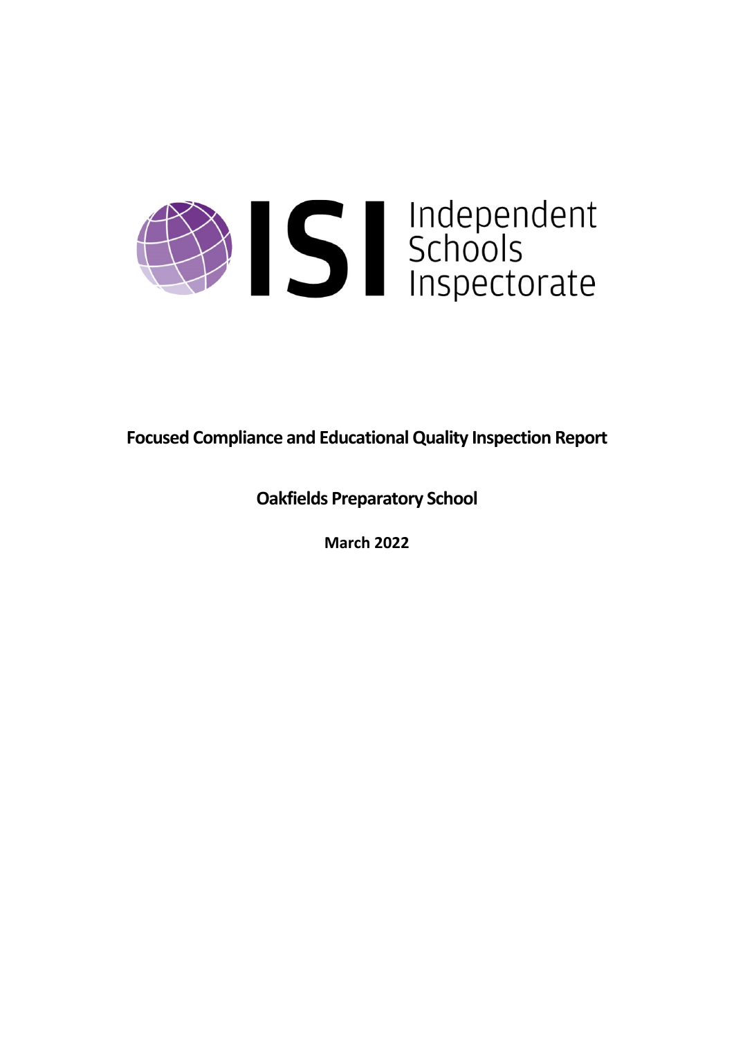# Focused Compliance and Educational Quality Inspection Report

## Oakfields Preparatory School

**March 2022**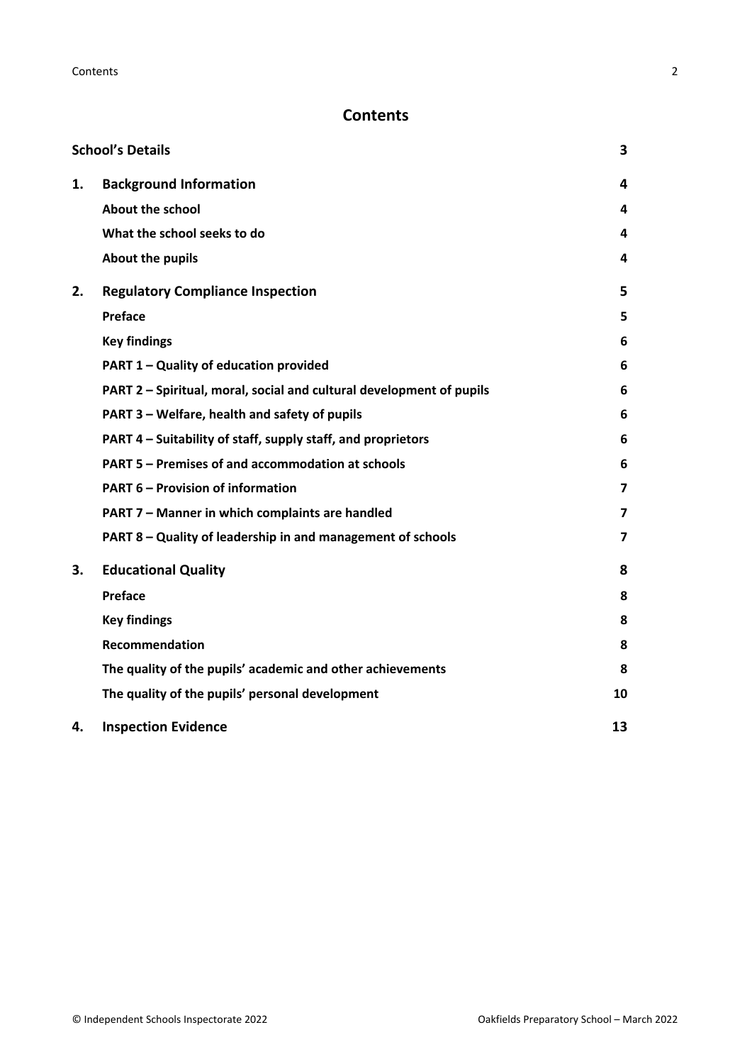# Contents

| | | |
|---|---|---|
| **School's Details** | | **3** |
| **1.** | **Background Information** | **4** |
| | **About the school** | **4** |
| | **What the school seeks to do** | **4** |
| | **About the pupils** | **4** |
| **2.** | **Regulatory Compliance Inspection** | **5** |
| | **Preface** | **5** |
| | **Key findings** | **6** |
| | **PART 1 – Quality of education provided** | **6** |
| | **PART 2 – Spiritual, moral, social and cultural development of pupils** | **6** |
| | **PART 3 – Welfare, health and safety of pupils** | **6** |
| | **PART 4 – Suitability of staff, supply staff, and proprietors** | **6** |
| | **PART 5 – Premises of and accommodation at schools** | **6** |
| | **PART 6 – Provision of information** | **7** |
| | **PART 7 – Manner in which complaints are handled** | **7** |
| | **PART 8 – Quality of leadership in and management of schools** | **7** |
| **3.** | **Educational Quality** | **8** |
| | **Preface** | **8** |
| | **Key findings** | **8** |
| | **Recommendation** | **8** |
| | **The quality of the pupils' academic and other achievements** | **8** |
| | **The quality of the pupils' personal development** | **10** |
| **4.** | **Inspection Evidence** | **13** |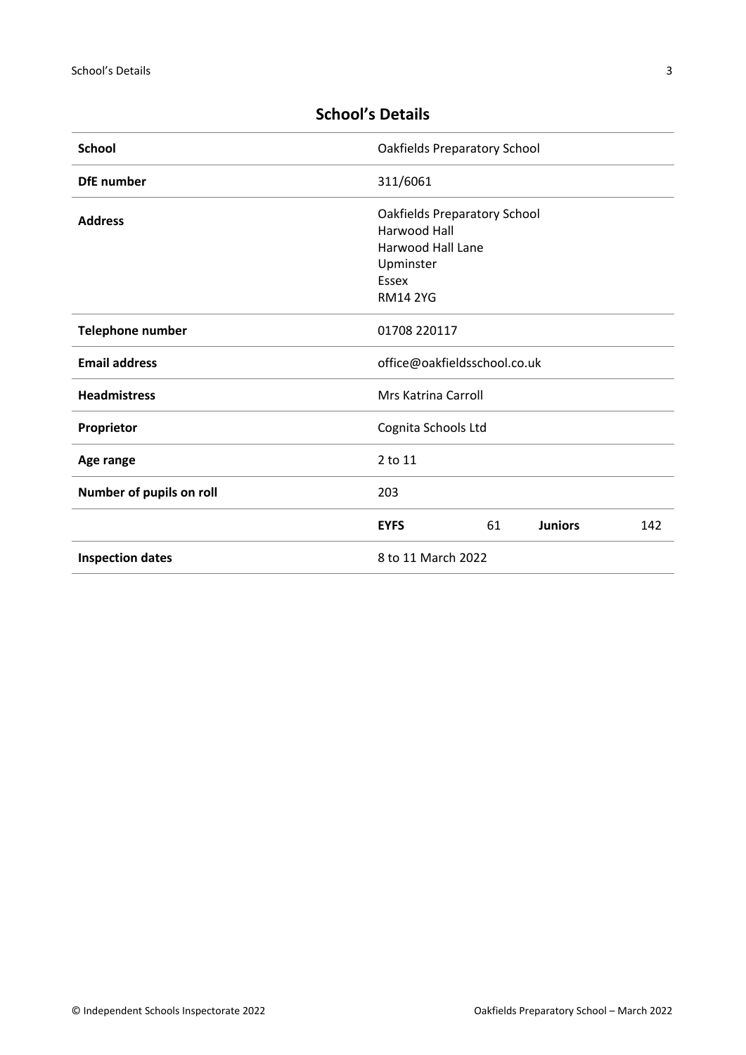## School's Details

| | | | | |
|---|---|---|---|---|
| **School** | Oakfields Preparatory School | | | |
| **DfE number** | 311/6061 | | | |
| **Address** | Oakfields Preparatory School<br>Harwood Hall<br>Harwood Hall Lane<br>Upminster<br>Essex<br>RM14 2YG | | | |
| **Telephone number** | 01708 220117 | | | |
| **Email address** | office@oakfieldsschool.co.uk | | | |
| **Headmistress** | Mrs Katrina Carroll | | | |
| **Proprietor** | Cognita Schools Ltd | | | |
| **Age range** | 2 to 11 | | | |
| **Number of pupils on roll** | 203 | | | |
| | **EYFS** | 61 | **Juniors** | 142 |
| **Inspection dates** | 8 to 11 March 2022 | | | |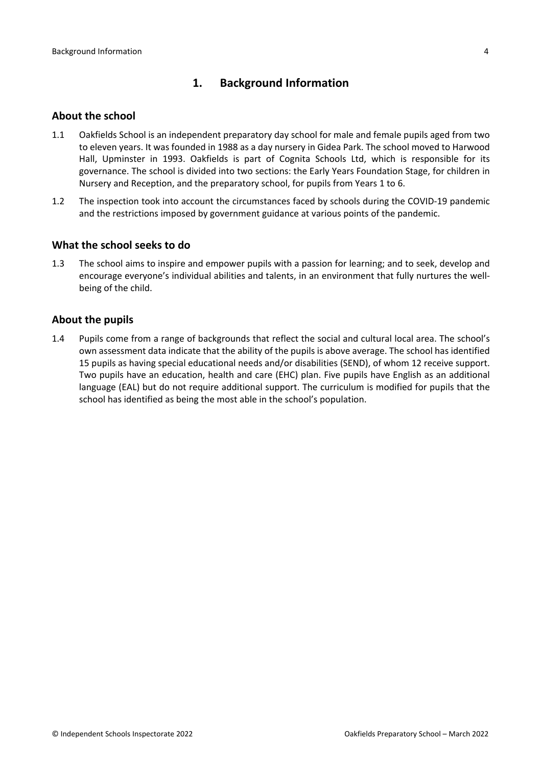## 1. Background Information

### About the school

1.1 Oakfields School is an independent preparatory day school for male and female pupils aged from two to eleven years. It was founded in 1988 as a day nursery in Gidea Park. The school moved to Harwood Hall, Upminster in 1993. Oakfields is part of Cognita Schools Ltd, which is responsible for its governance. The school is divided into two sections: the Early Years Foundation Stage, for children in Nursery and Reception, and the preparatory school, for pupils from Years 1 to 6.

1.2 The inspection took into account the circumstances faced by schools during the COVID-19 pandemic and the restrictions imposed by government guidance at various points of the pandemic.

### What the school seeks to do

1.3 The school aims to inspire and empower pupils with a passion for learning; and to seek, develop and encourage everyone's individual abilities and talents, in an environment that fully nurtures the well-being of the child.

### About the pupils

1.4 Pupils come from a range of backgrounds that reflect the social and cultural local area. The school's own assessment data indicate that the ability of the pupils is above average. The school has identified 15 pupils as having special educational needs and/or disabilities (SEND), of whom 12 receive support. Two pupils have an education, health and care (EHC) plan. Five pupils have English as an additional language (EAL) but do not require additional support. The curriculum is modified for pupils that the school has identified as being the most able in the school's population.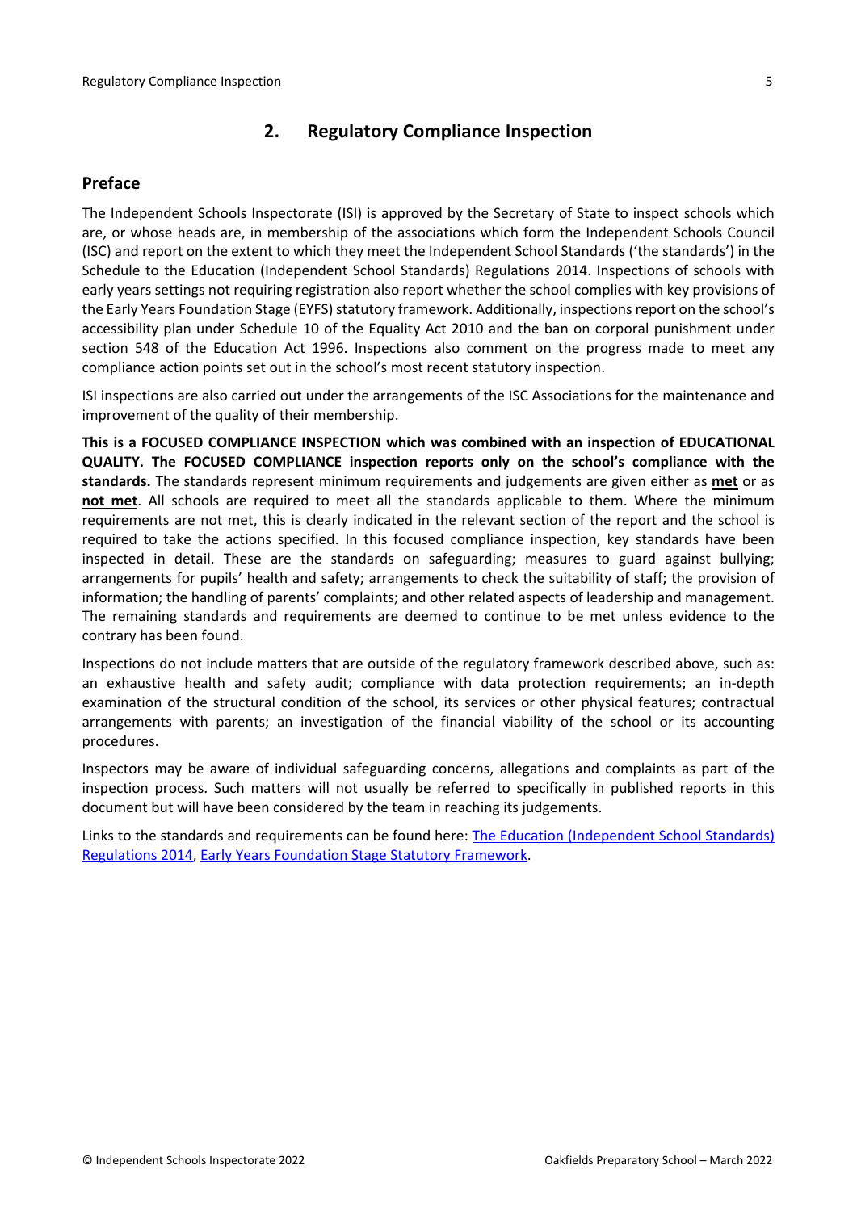## 2. Regulatory Compliance Inspection

### Preface

The Independent Schools Inspectorate (ISI) is approved by the Secretary of State to inspect schools which are, or whose heads are, in membership of the associations which form the Independent Schools Council (ISC) and report on the extent to which they meet the Independent School Standards ('the standards') in the Schedule to the Education (Independent School Standards) Regulations 2014. Inspections of schools with early years settings not requiring registration also report whether the school complies with key provisions of the Early Years Foundation Stage (EYFS) statutory framework. Additionally, inspections report on the school's accessibility plan under Schedule 10 of the Equality Act 2010 and the ban on corporal punishment under section 548 of the Education Act 1996. Inspections also comment on the progress made to meet any compliance action points set out in the school's most recent statutory inspection.

ISI inspections are also carried out under the arrangements of the ISC Associations for the maintenance and improvement of the quality of their membership.

**This is a FOCUSED COMPLIANCE INSPECTION which was combined with an inspection of EDUCATIONAL QUALITY. The FOCUSED COMPLIANCE inspection reports only on the school's compliance with the standards.** The standards represent minimum requirements and judgements are given either as **met** or as **not met**. All schools are required to meet all the standards applicable to them. Where the minimum requirements are not met, this is clearly indicated in the relevant section of the report and the school is required to take the actions specified. In this focused compliance inspection, key standards have been inspected in detail. These are the standards on safeguarding; measures to guard against bullying; arrangements for pupils' health and safety; arrangements to check the suitability of staff; the provision of information; the handling of parents' complaints; and other related aspects of leadership and management. The remaining standards and requirements are deemed to continue to be met unless evidence to the contrary has been found.

Inspections do not include matters that are outside of the regulatory framework described above, such as: an exhaustive health and safety audit; compliance with data protection requirements; an in-depth examination of the structural condition of the school, its services or other physical features; contractual arrangements with parents; an investigation of the financial viability of the school or its accounting procedures.

Inspectors may be aware of individual safeguarding concerns, allegations and complaints as part of the inspection process. Such matters will not usually be referred to specifically in published reports in this document but will have been considered by the team in reaching its judgements.

Links to the standards and requirements can be found here: The Education (Independent School Standards) Regulations 2014, Early Years Foundation Stage Statutory Framework.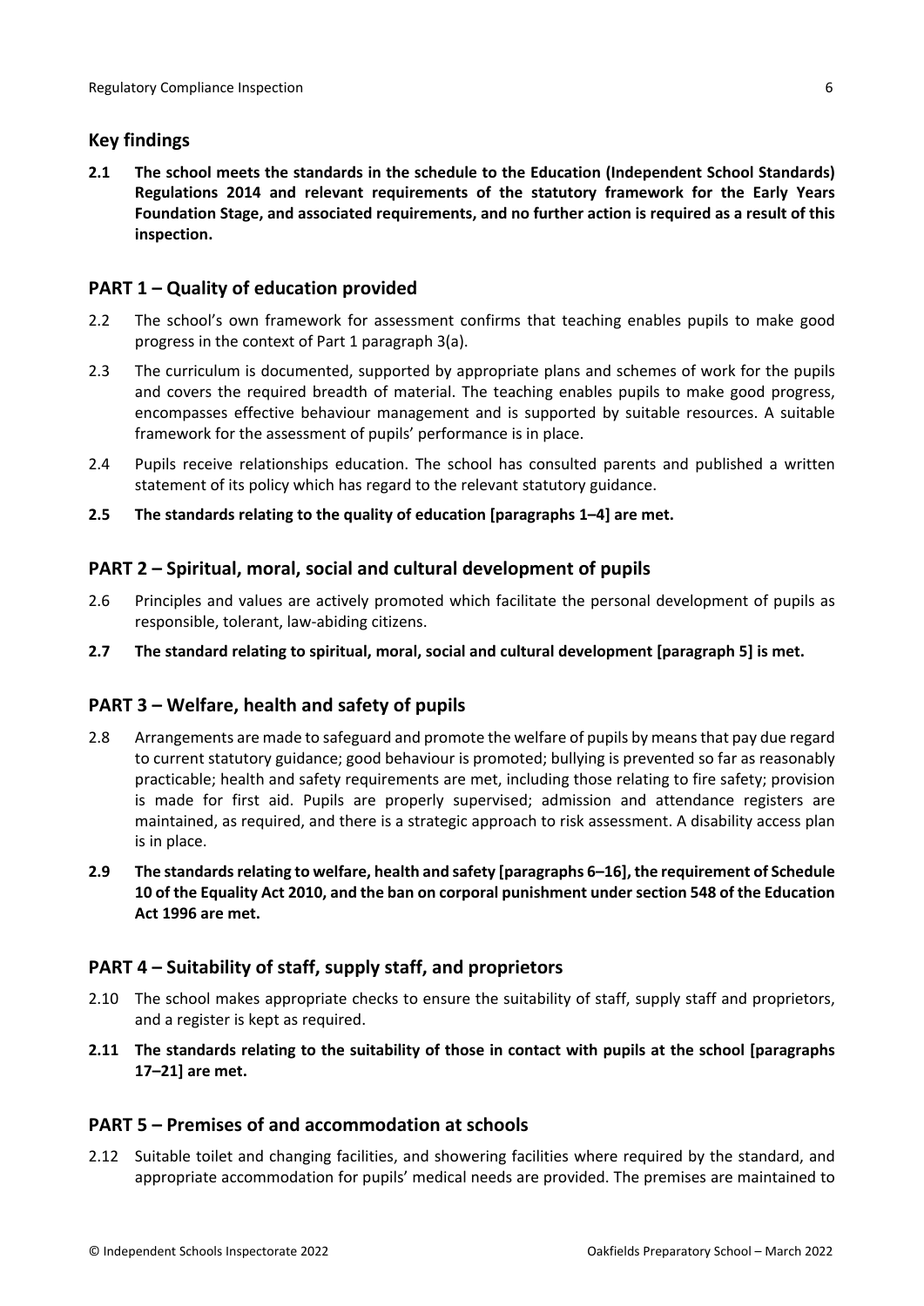## Key findings

**2.1 The school meets the standards in the schedule to the Education (Independent School Standards) Regulations 2014 and relevant requirements of the statutory framework for the Early Years Foundation Stage, and associated requirements, and no further action is required as a result of this inspection.**

## PART 1 – Quality of education provided

2.2 The school's own framework for assessment confirms that teaching enables pupils to make good progress in the context of Part 1 paragraph 3(a).

2.3 The curriculum is documented, supported by appropriate plans and schemes of work for the pupils and covers the required breadth of material. The teaching enables pupils to make good progress, encompasses effective behaviour management and is supported by suitable resources. A suitable framework for the assessment of pupils' performance is in place.

2.4 Pupils receive relationships education. The school has consulted parents and published a written statement of its policy which has regard to the relevant statutory guidance.

**2.5 The standards relating to the quality of education [paragraphs 1–4] are met.**

## PART 2 – Spiritual, moral, social and cultural development of pupils

2.6 Principles and values are actively promoted which facilitate the personal development of pupils as responsible, tolerant, law-abiding citizens.

**2.7 The standard relating to spiritual, moral, social and cultural development [paragraph 5] is met.**

## PART 3 – Welfare, health and safety of pupils

2.8 Arrangements are made to safeguard and promote the welfare of pupils by means that pay due regard to current statutory guidance; good behaviour is promoted; bullying is prevented so far as reasonably practicable; health and safety requirements are met, including those relating to fire safety; provision is made for first aid. Pupils are properly supervised; admission and attendance registers are maintained, as required, and there is a strategic approach to risk assessment. A disability access plan is in place.

**2.9 The standards relating to welfare, health and safety [paragraphs 6–16], the requirement of Schedule 10 of the Equality Act 2010, and the ban on corporal punishment under section 548 of the Education Act 1996 are met.**

## PART 4 – Suitability of staff, supply staff, and proprietors

2.10 The school makes appropriate checks to ensure the suitability of staff, supply staff and proprietors, and a register is kept as required.

**2.11 The standards relating to the suitability of those in contact with pupils at the school [paragraphs 17–21] are met.**

## PART 5 – Premises of and accommodation at schools

2.12 Suitable toilet and changing facilities, and showering facilities where required by the standard, and appropriate accommodation for pupils' medical needs are provided. The premises are maintained to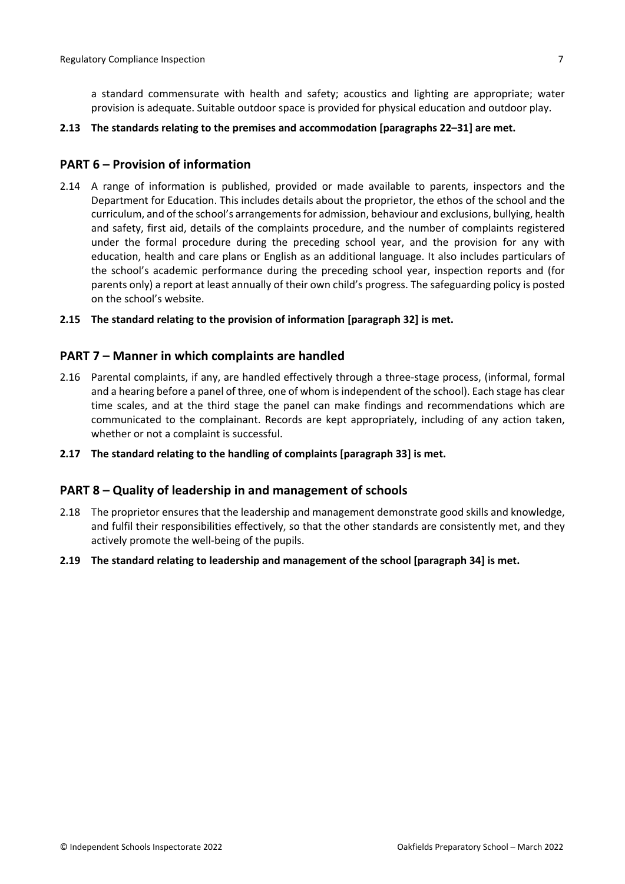a standard commensurate with health and safety; acoustics and lighting are appropriate; water provision is adequate. Suitable outdoor space is provided for physical education and outdoor play.

**2.13 The standards relating to the premises and accommodation [paragraphs 22–31] are met.**

## PART 6 – Provision of information

2.14 A range of information is published, provided or made available to parents, inspectors and the Department for Education. This includes details about the proprietor, the ethos of the school and the curriculum, and of the school's arrangements for admission, behaviour and exclusions, bullying, health and safety, first aid, details of the complaints procedure, and the number of complaints registered under the formal procedure during the preceding school year, and the provision for any with education, health and care plans or English as an additional language. It also includes particulars of the school's academic performance during the preceding school year, inspection reports and (for parents only) a report at least annually of their own child's progress. The safeguarding policy is posted on the school's website.

**2.15 The standard relating to the provision of information [paragraph 32] is met.**

## PART 7 – Manner in which complaints are handled

2.16 Parental complaints, if any, are handled effectively through a three-stage process, (informal, formal and a hearing before a panel of three, one of whom is independent of the school). Each stage has clear time scales, and at the third stage the panel can make findings and recommendations which are communicated to the complainant. Records are kept appropriately, including of any action taken, whether or not a complaint is successful.

**2.17 The standard relating to the handling of complaints [paragraph 33] is met.**

## PART 8 – Quality of leadership in and management of schools

2.18 The proprietor ensures that the leadership and management demonstrate good skills and knowledge, and fulfil their responsibilities effectively, so that the other standards are consistently met, and they actively promote the well-being of the pupils.

**2.19 The standard relating to leadership and management of the school [paragraph 34] is met.**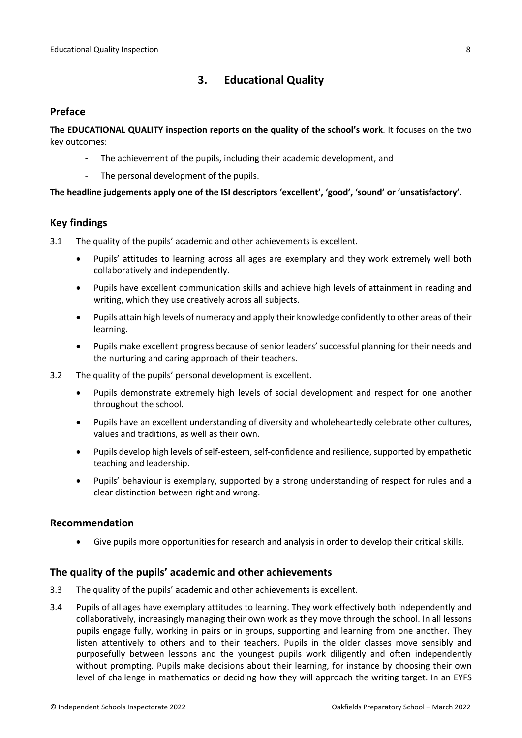## 3. Educational Quality

### Preface

**The EDUCATIONAL QUALITY inspection reports on the quality of the school's work**. It focuses on the two key outcomes:

- The achievement of the pupils, including their academic development, and
- The personal development of the pupils.

**The headline judgements apply one of the ISI descriptors 'excellent', 'good', 'sound' or 'unsatisfactory'.**

### Key findings

3.1 The quality of the pupils' academic and other achievements is excellent.

- Pupils' attitudes to learning across all ages are exemplary and they work extremely well both collaboratively and independently.
- Pupils have excellent communication skills and achieve high levels of attainment in reading and writing, which they use creatively across all subjects.
- Pupils attain high levels of numeracy and apply their knowledge confidently to other areas of their learning.
- Pupils make excellent progress because of senior leaders' successful planning for their needs and the nurturing and caring approach of their teachers.

3.2 The quality of the pupils' personal development is excellent.

- Pupils demonstrate extremely high levels of social development and respect for one another throughout the school.
- Pupils have an excellent understanding of diversity and wholeheartedly celebrate other cultures, values and traditions, as well as their own.
- Pupils develop high levels of self-esteem, self-confidence and resilience, supported by empathetic teaching and leadership.
- Pupils' behaviour is exemplary, supported by a strong understanding of respect for rules and a clear distinction between right and wrong.

### Recommendation

- Give pupils more opportunities for research and analysis in order to develop their critical skills.

### The quality of the pupils' academic and other achievements

3.3 The quality of the pupils' academic and other achievements is excellent.

3.4 Pupils of all ages have exemplary attitudes to learning. They work effectively both independently and collaboratively, increasingly managing their own work as they move through the school. In all lessons pupils engage fully, working in pairs or in groups, supporting and learning from one another. They listen attentively to others and to their teachers. Pupils in the older classes move sensibly and purposefully between lessons and the youngest pupils work diligently and often independently without prompting. Pupils make decisions about their learning, for instance by choosing their own level of challenge in mathematics or deciding how they will approach the writing target. In an EYFS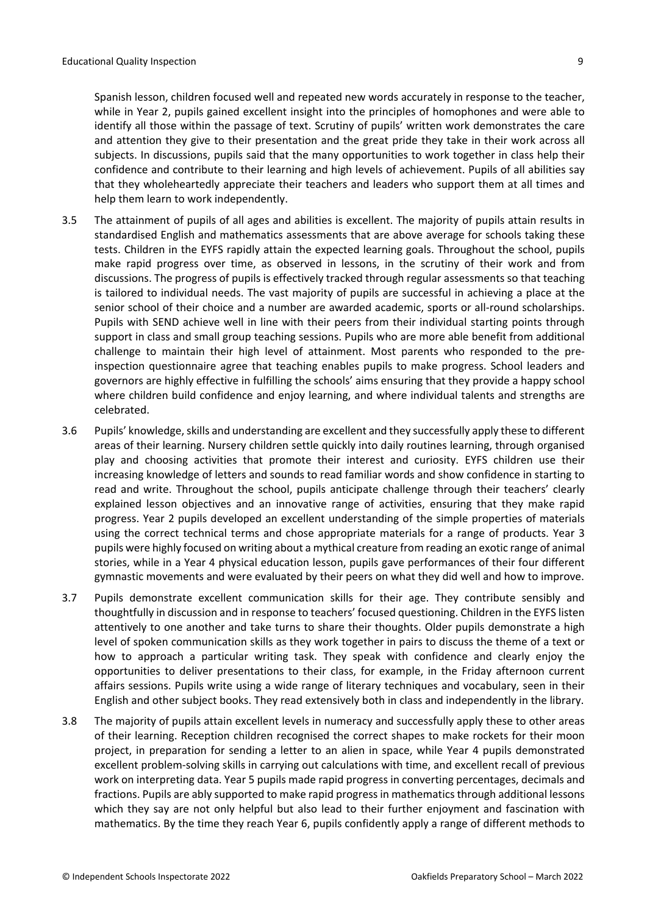Spanish lesson, children focused well and repeated new words accurately in response to the teacher, while in Year 2, pupils gained excellent insight into the principles of homophones and were able to identify all those within the passage of text. Scrutiny of pupils' written work demonstrates the care and attention they give to their presentation and the great pride they take in their work across all subjects. In discussions, pupils said that the many opportunities to work together in class help their confidence and contribute to their learning and high levels of achievement. Pupils of all abilities say that they wholeheartedly appreciate their teachers and leaders who support them at all times and help them learn to work independently.

3.5 The attainment of pupils of all ages and abilities is excellent. The majority of pupils attain results in standardised English and mathematics assessments that are above average for schools taking these tests. Children in the EYFS rapidly attain the expected learning goals. Throughout the school, pupils make rapid progress over time, as observed in lessons, in the scrutiny of their work and from discussions. The progress of pupils is effectively tracked through regular assessments so that teaching is tailored to individual needs. The vast majority of pupils are successful in achieving a place at the senior school of their choice and a number are awarded academic, sports or all-round scholarships. Pupils with SEND achieve well in line with their peers from their individual starting points through support in class and small group teaching sessions. Pupils who are more able benefit from additional challenge to maintain their high level of attainment. Most parents who responded to the pre-inspection questionnaire agree that teaching enables pupils to make progress. School leaders and governors are highly effective in fulfilling the schools' aims ensuring that they provide a happy school where children build confidence and enjoy learning, and where individual talents and strengths are celebrated.

3.6 Pupils' knowledge, skills and understanding are excellent and they successfully apply these to different areas of their learning. Nursery children settle quickly into daily routines learning, through organised play and choosing activities that promote their interest and curiosity. EYFS children use their increasing knowledge of letters and sounds to read familiar words and show confidence in starting to read and write. Throughout the school, pupils anticipate challenge through their teachers' clearly explained lesson objectives and an innovative range of activities, ensuring that they make rapid progress. Year 2 pupils developed an excellent understanding of the simple properties of materials using the correct technical terms and chose appropriate materials for a range of products. Year 3 pupils were highly focused on writing about a mythical creature from reading an exotic range of animal stories, while in a Year 4 physical education lesson, pupils gave performances of their four different gymnastic movements and were evaluated by their peers on what they did well and how to improve.

3.7 Pupils demonstrate excellent communication skills for their age. They contribute sensibly and thoughtfully in discussion and in response to teachers' focused questioning. Children in the EYFS listen attentively to one another and take turns to share their thoughts. Older pupils demonstrate a high level of spoken communication skills as they work together in pairs to discuss the theme of a text or how to approach a particular writing task. They speak with confidence and clearly enjoy the opportunities to deliver presentations to their class, for example, in the Friday afternoon current affairs sessions. Pupils write using a wide range of literary techniques and vocabulary, seen in their English and other subject books. They read extensively both in class and independently in the library.

3.8 The majority of pupils attain excellent levels in numeracy and successfully apply these to other areas of their learning. Reception children recognised the correct shapes to make rockets for their moon project, in preparation for sending a letter to an alien in space, while Year 4 pupils demonstrated excellent problem-solving skills in carrying out calculations with time, and excellent recall of previous work on interpreting data. Year 5 pupils made rapid progress in converting percentages, decimals and fractions. Pupils are ably supported to make rapid progress in mathematics through additional lessons which they say are not only helpful but also lead to their further enjoyment and fascination with mathematics. By the time they reach Year 6, pupils confidently apply a range of different methods to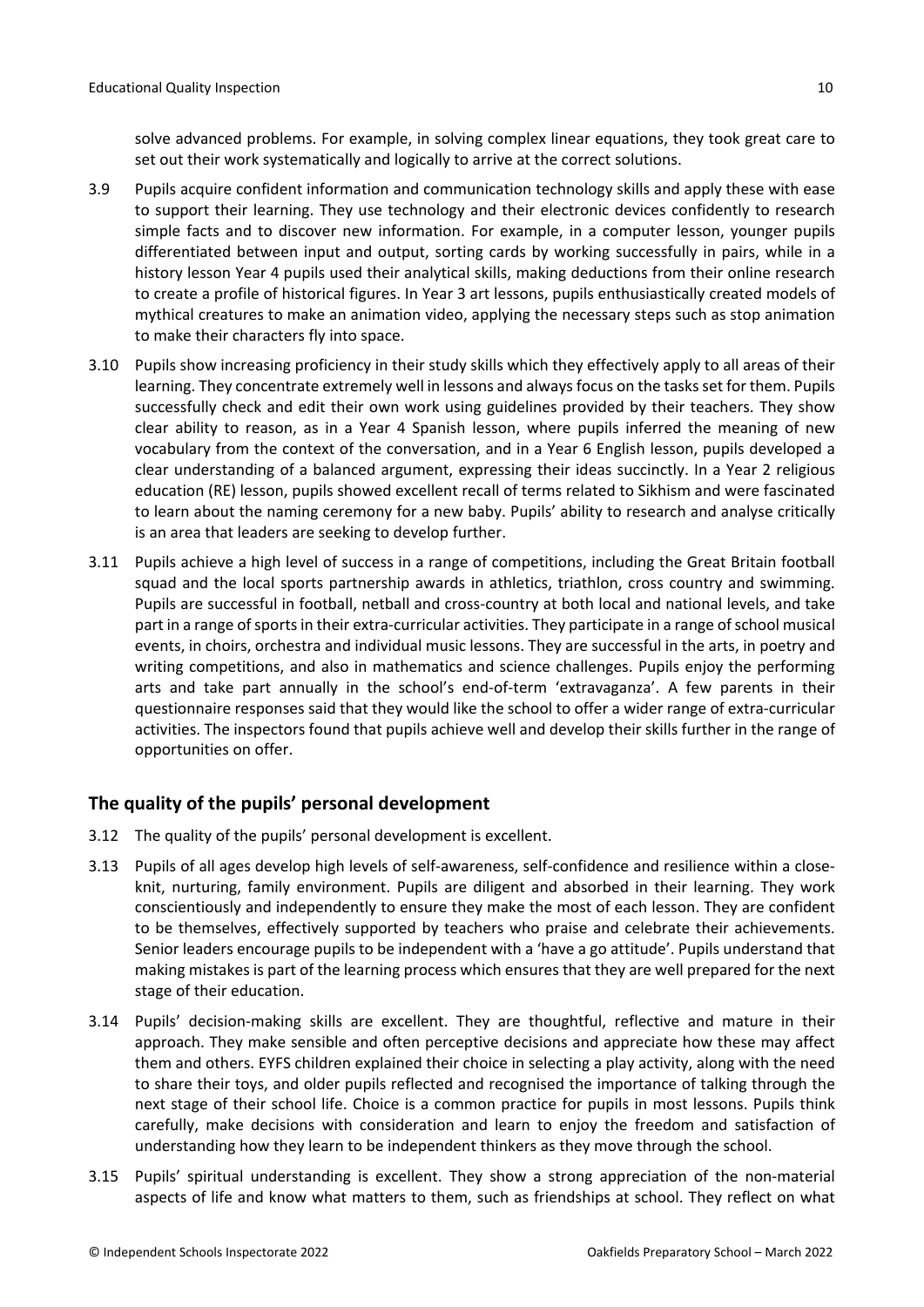solve advanced problems. For example, in solving complex linear equations, they took great care to set out their work systematically and logically to arrive at the correct solutions.

3.9 Pupils acquire confident information and communication technology skills and apply these with ease to support their learning. They use technology and their electronic devices confidently to research simple facts and to discover new information. For example, in a computer lesson, younger pupils differentiated between input and output, sorting cards by working successfully in pairs, while in a history lesson Year 4 pupils used their analytical skills, making deductions from their online research to create a profile of historical figures. In Year 3 art lessons, pupils enthusiastically created models of mythical creatures to make an animation video, applying the necessary steps such as stop animation to make their characters fly into space.

3.10 Pupils show increasing proficiency in their study skills which they effectively apply to all areas of their learning. They concentrate extremely well in lessons and always focus on the tasks set for them. Pupils successfully check and edit their own work using guidelines provided by their teachers. They show clear ability to reason, as in a Year 4 Spanish lesson, where pupils inferred the meaning of new vocabulary from the context of the conversation, and in a Year 6 English lesson, pupils developed a clear understanding of a balanced argument, expressing their ideas succinctly. In a Year 2 religious education (RE) lesson, pupils showed excellent recall of terms related to Sikhism and were fascinated to learn about the naming ceremony for a new baby. Pupils' ability to research and analyse critically is an area that leaders are seeking to develop further.

3.11 Pupils achieve a high level of success in a range of competitions, including the Great Britain football squad and the local sports partnership awards in athletics, triathlon, cross country and swimming. Pupils are successful in football, netball and cross-country at both local and national levels, and take part in a range of sports in their extra-curricular activities. They participate in a range of school musical events, in choirs, orchestra and individual music lessons. They are successful in the arts, in poetry and writing competitions, and also in mathematics and science challenges. Pupils enjoy the performing arts and take part annually in the school's end-of-term 'extravaganza'. A few parents in their questionnaire responses said that they would like the school to offer a wider range of extra-curricular activities. The inspectors found that pupils achieve well and develop their skills further in the range of opportunities on offer.

## The quality of the pupils' personal development

3.12 The quality of the pupils' personal development is excellent.

3.13 Pupils of all ages develop high levels of self-awareness, self-confidence and resilience within a close-knit, nurturing, family environment. Pupils are diligent and absorbed in their learning. They work conscientiously and independently to ensure they make the most of each lesson. They are confident to be themselves, effectively supported by teachers who praise and celebrate their achievements. Senior leaders encourage pupils to be independent with a 'have a go attitude'. Pupils understand that making mistakes is part of the learning process which ensures that they are well prepared for the next stage of their education.

3.14 Pupils' decision-making skills are excellent. They are thoughtful, reflective and mature in their approach. They make sensible and often perceptive decisions and appreciate how these may affect them and others. EYFS children explained their choice in selecting a play activity, along with the need to share their toys, and older pupils reflected and recognised the importance of talking through the next stage of their school life. Choice is a common practice for pupils in most lessons. Pupils think carefully, make decisions with consideration and learn to enjoy the freedom and satisfaction of understanding how they learn to be independent thinkers as they move through the school.

3.15 Pupils' spiritual understanding is excellent. They show a strong appreciation of the non-material aspects of life and know what matters to them, such as friendships at school. They reflect on what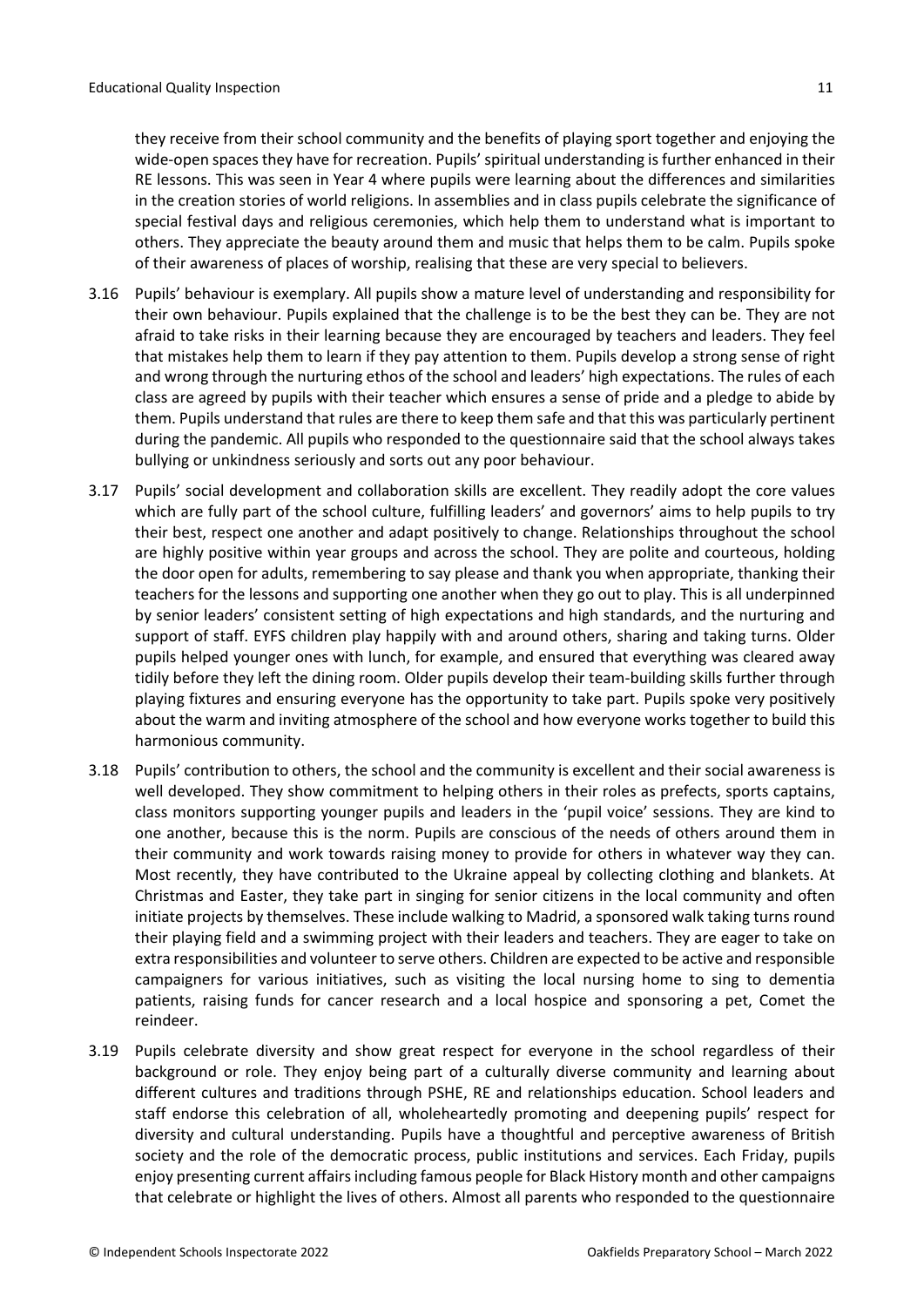they receive from their school community and the benefits of playing sport together and enjoying the wide-open spaces they have for recreation. Pupils' spiritual understanding is further enhanced in their RE lessons. This was seen in Year 4 where pupils were learning about the differences and similarities in the creation stories of world religions. In assemblies and in class pupils celebrate the significance of special festival days and religious ceremonies, which help them to understand what is important to others. They appreciate the beauty around them and music that helps them to be calm. Pupils spoke of their awareness of places of worship, realising that these are very special to believers.

3.16 Pupils' behaviour is exemplary. All pupils show a mature level of understanding and responsibility for their own behaviour. Pupils explained that the challenge is to be the best they can be. They are not afraid to take risks in their learning because they are encouraged by teachers and leaders. They feel that mistakes help them to learn if they pay attention to them. Pupils develop a strong sense of right and wrong through the nurturing ethos of the school and leaders' high expectations. The rules of each class are agreed by pupils with their teacher which ensures a sense of pride and a pledge to abide by them. Pupils understand that rules are there to keep them safe and that this was particularly pertinent during the pandemic. All pupils who responded to the questionnaire said that the school always takes bullying or unkindness seriously and sorts out any poor behaviour.

3.17 Pupils' social development and collaboration skills are excellent. They readily adopt the core values which are fully part of the school culture, fulfilling leaders' and governors' aims to help pupils to try their best, respect one another and adapt positively to change. Relationships throughout the school are highly positive within year groups and across the school. They are polite and courteous, holding the door open for adults, remembering to say please and thank you when appropriate, thanking their teachers for the lessons and supporting one another when they go out to play. This is all underpinned by senior leaders' consistent setting of high expectations and high standards, and the nurturing and support of staff. EYFS children play happily with and around others, sharing and taking turns. Older pupils helped younger ones with lunch, for example, and ensured that everything was cleared away tidily before they left the dining room. Older pupils develop their team-building skills further through playing fixtures and ensuring everyone has the opportunity to take part. Pupils spoke very positively about the warm and inviting atmosphere of the school and how everyone works together to build this harmonious community.

3.18 Pupils' contribution to others, the school and the community is excellent and their social awareness is well developed. They show commitment to helping others in their roles as prefects, sports captains, class monitors supporting younger pupils and leaders in the 'pupil voice' sessions. They are kind to one another, because this is the norm. Pupils are conscious of the needs of others around them in their community and work towards raising money to provide for others in whatever way they can. Most recently, they have contributed to the Ukraine appeal by collecting clothing and blankets. At Christmas and Easter, they take part in singing for senior citizens in the local community and often initiate projects by themselves. These include walking to Madrid, a sponsored walk taking turns round their playing field and a swimming project with their leaders and teachers. They are eager to take on extra responsibilities and volunteer to serve others. Children are expected to be active and responsible campaigners for various initiatives, such as visiting the local nursing home to sing to dementia patients, raising funds for cancer research and a local hospice and sponsoring a pet, Comet the reindeer.

3.19 Pupils celebrate diversity and show great respect for everyone in the school regardless of their background or role. They enjoy being part of a culturally diverse community and learning about different cultures and traditions through PSHE, RE and relationships education. School leaders and staff endorse this celebration of all, wholeheartedly promoting and deepening pupils' respect for diversity and cultural understanding. Pupils have a thoughtful and perceptive awareness of British society and the role of the democratic process, public institutions and services. Each Friday, pupils enjoy presenting current affairs including famous people for Black History month and other campaigns that celebrate or highlight the lives of others. Almost all parents who responded to the questionnaire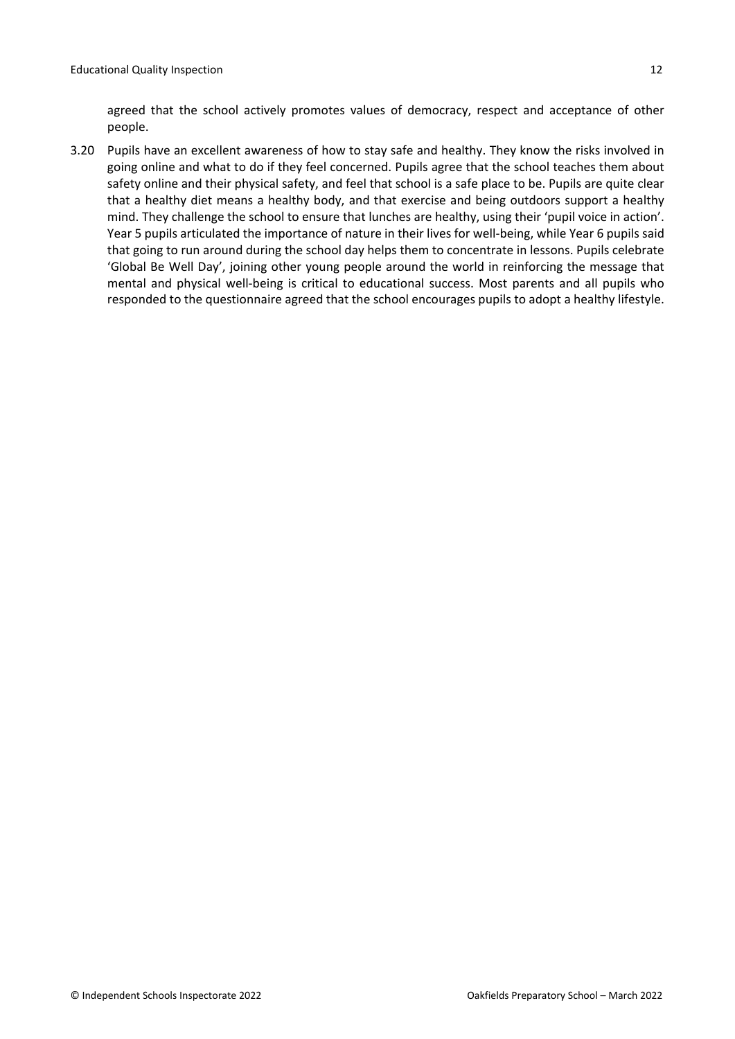agreed that the school actively promotes values of democracy, respect and acceptance of other people.

3.20 Pupils have an excellent awareness of how to stay safe and healthy. They know the risks involved in going online and what to do if they feel concerned. Pupils agree that the school teaches them about safety online and their physical safety, and feel that school is a safe place to be. Pupils are quite clear that a healthy diet means a healthy body, and that exercise and being outdoors support a healthy mind. They challenge the school to ensure that lunches are healthy, using their 'pupil voice in action'. Year 5 pupils articulated the importance of nature in their lives for well-being, while Year 6 pupils said that going to run around during the school day helps them to concentrate in lessons. Pupils celebrate 'Global Be Well Day', joining other young people around the world in reinforcing the message that mental and physical well-being is critical to educational success. Most parents and all pupils who responded to the questionnaire agreed that the school encourages pupils to adopt a healthy lifestyle.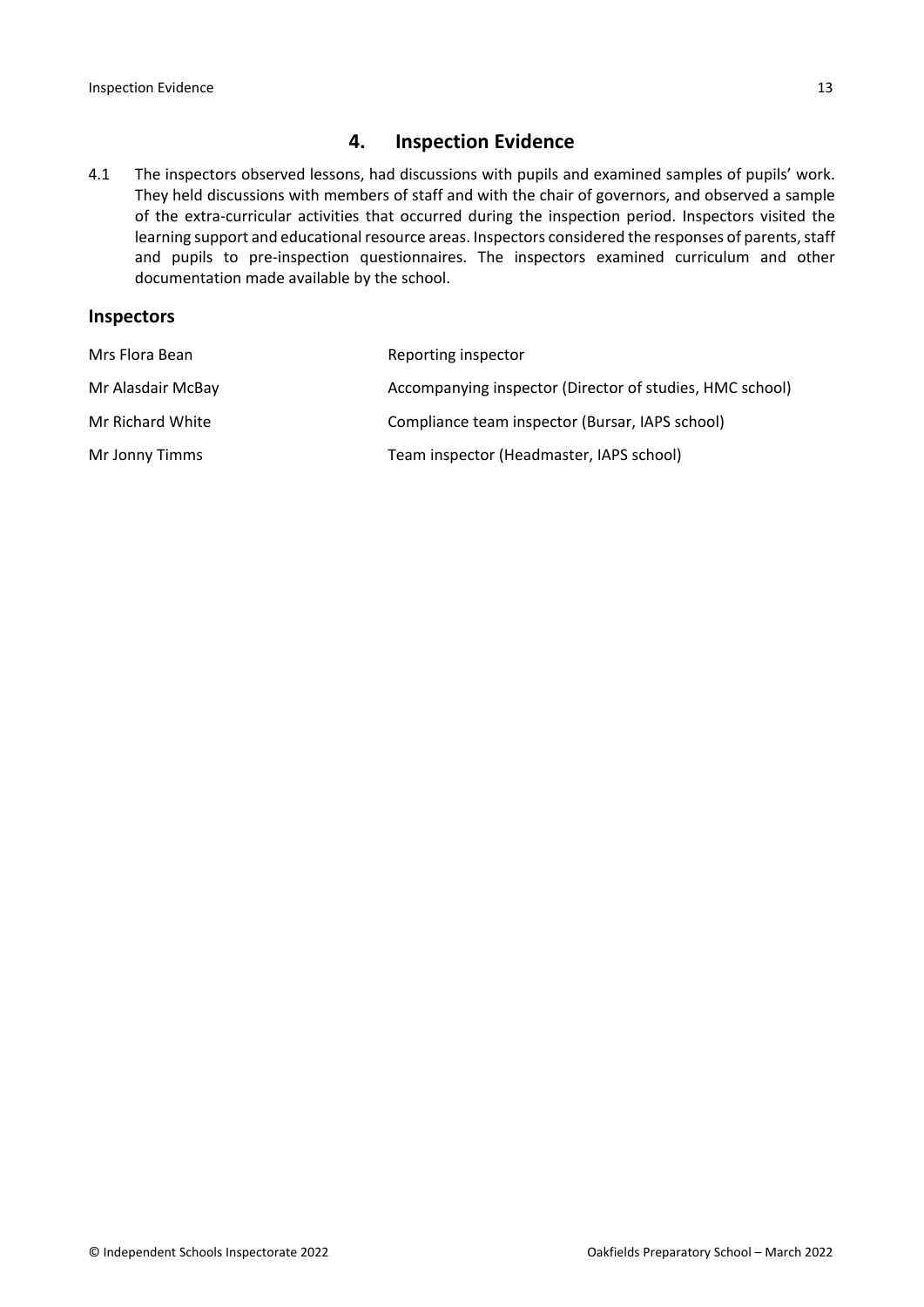## 4. Inspection Evidence

4.1 The inspectors observed lessons, had discussions with pupils and examined samples of pupils' work. They held discussions with members of staff and with the chair of governors, and observed a sample of the extra-curricular activities that occurred during the inspection period. Inspectors visited the learning support and educational resource areas. Inspectors considered the responses of parents, staff and pupils to pre-inspection questionnaires. The inspectors examined curriculum and other documentation made available by the school.

### Inspectors

| | |
|---|---|
| Mrs Flora Bean | Reporting inspector |
| Mr Alasdair McBay | Accompanying inspector (Director of studies, HMC school) |
| Mr Richard White | Compliance team inspector (Bursar, IAPS school) |
| Mr Jonny Timms | Team inspector (Headmaster, IAPS school) |